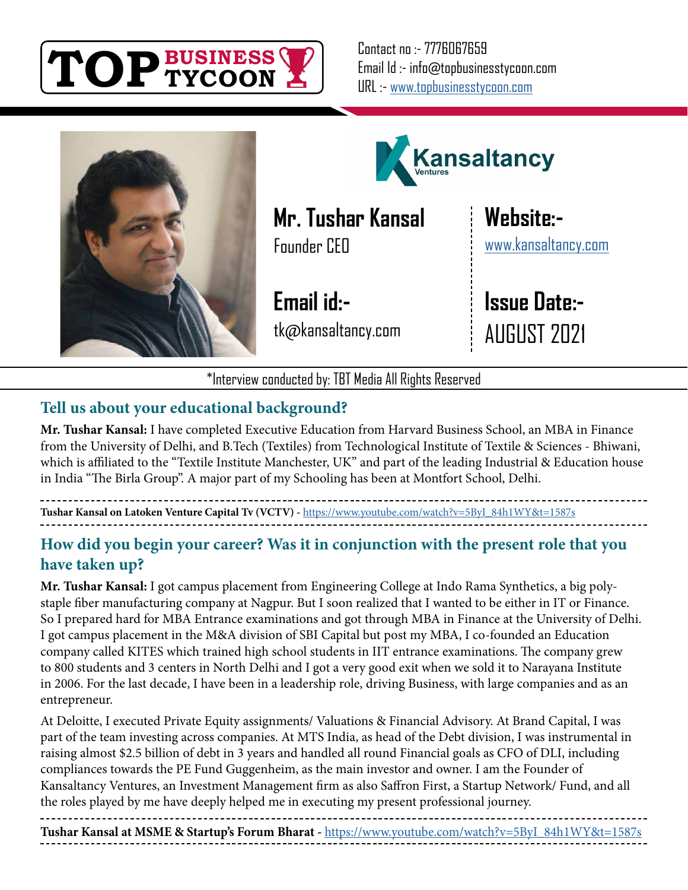TOP BUSINESS TYCOON

Contact no :- 7776067659
Email Id :- info@topbusinesstycoon.com
URL :- www.topbusinesstycoon.com

Kansaltancy Ventures

**Mr. Tushar Kansal**
Founder CEO

**Website:-**
www.kansaltancy.com

**Email id:-**
tk@kansaltancy.com

**Issue Date:-**
AUGUST 2021

*Interview conducted by: TBT Media All Rights Reserved

## Tell us about your educational background?

**Mr. Tushar Kansal:** I have completed Executive Education from Harvard Business School, an MBA in Finance from the University of Delhi, and B.Tech (Textiles) from Technological Institute of Textile & Sciences - Bhiwani, which is affiliated to the "Textile Institute Manchester, UK" and part of the leading Industrial & Education house in India "The Birla Group". A major part of my Schooling has been at Montfort School, Delhi.

**Tushar Kansal on Latoken Venture Capital Tv (VCTV)** - https://www.youtube.com/watch?v=5ByI_84h1WY&t=1587s

## How did you begin your career? Was it in conjunction with the present role that you have taken up?

**Mr. Tushar Kansal:** I got campus placement from Engineering College at Indo Rama Synthetics, a big poly-staple fiber manufacturing company at Nagpur. But I soon realized that I wanted to be either in IT or Finance. So I prepared hard for MBA Entrance examinations and got through MBA in Finance at the University of Delhi. I got campus placement in the M&A division of SBI Capital but post my MBA, I co-founded an Education company called KITES which trained high school students in IIT entrance examinations. The company grew to 800 students and 3 centers in North Delhi and I got a very good exit when we sold it to Narayana Institute in 2006. For the last decade, I have been in a leadership role, driving Business, with large companies and as an entrepreneur.

At Deloitte, I executed Private Equity assignments/ Valuations & Financial Advisory. At Brand Capital, I was part of the team investing across companies. At MTS India, as head of the Debt division, I was instrumental in raising almost $2.5 billion of debt in 3 years and handled all round Financial goals as CFO of DLI, including compliances towards the PE Fund Guggenheim, as the main investor and owner. I am the Founder of Kansaltancy Ventures, an Investment Management firm as also Saffron First, a Startup Network/ Fund, and all the roles played by me have deeply helped me in executing my present professional journey.

**Tushar Kansal at MSME & Startup's Forum Bharat** - https://www.youtube.com/watch?v=5ByI_84h1WY&t=1587s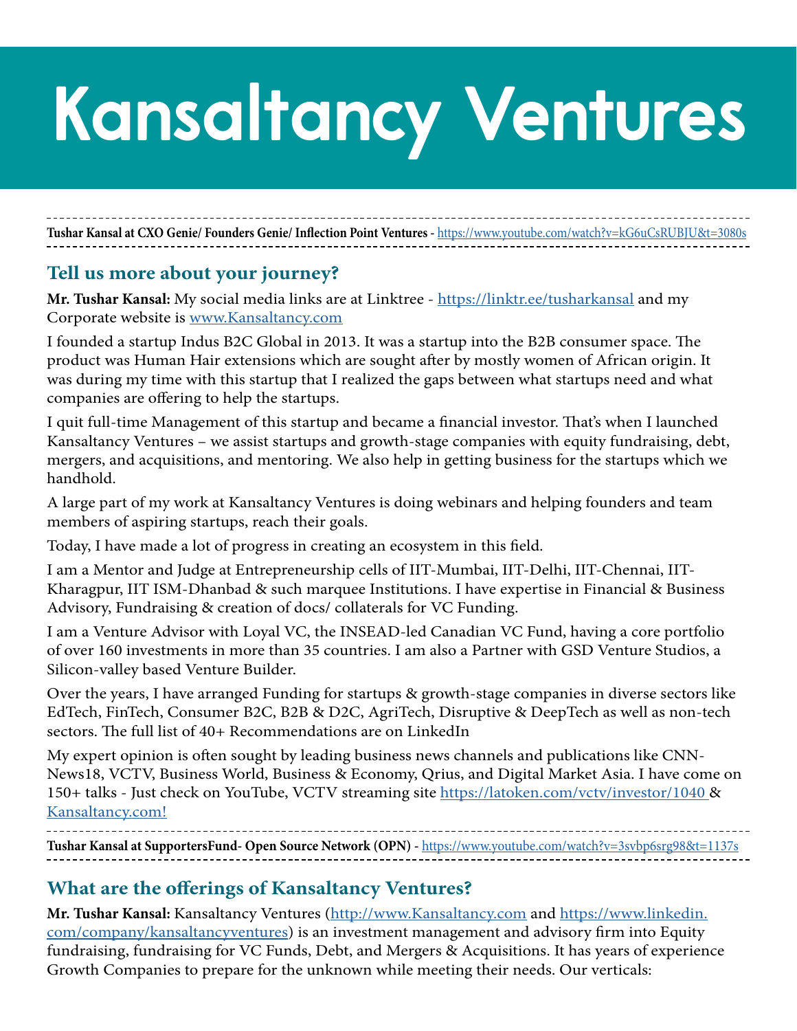# Kansaltancy Ventures

**Tushar Kansal at CXO Genie/ Founders Genie/ Inflection Point Ventures** - https://www.youtube.com/watch?v=kG6uCsRUBJU&t=3080s

## Tell us more about your journey?

**Mr. Tushar Kansal:** My social media links are at Linktree - https://linktr.ee/tusharkansal and my Corporate website is www.Kansaltancy.com

I founded a startup Indus B2C Global in 2013. It was a startup into the B2B consumer space. The product was Human Hair extensions which are sought after by mostly women of African origin. It was during my time with this startup that I realized the gaps between what startups need and what companies are offering to help the startups.

I quit full-time Management of this startup and became a financial investor. That's when I launched Kansaltancy Ventures – we assist startups and growth-stage companies with equity fundraising, debt, mergers, and acquisitions, and mentoring. We also help in getting business for the startups which we handhold.

A large part of my work at Kansaltancy Ventures is doing webinars and helping founders and team members of aspiring startups, reach their goals.

Today, I have made a lot of progress in creating an ecosystem in this field.

I am a Mentor and Judge at Entrepreneurship cells of IIT-Mumbai, IIT-Delhi, IIT-Chennai, IIT-Kharagpur, IIT ISM-Dhanbad & such marquee Institutions. I have expertise in Financial & Business Advisory, Fundraising & creation of docs/ collaterals for VC Funding.

I am a Venture Advisor with Loyal VC, the INSEAD-led Canadian VC Fund, having a core portfolio of over 160 investments in more than 35 countries. I am also a Partner with GSD Venture Studios, a Silicon-valley based Venture Builder.

Over the years, I have arranged Funding for startups & growth-stage companies in diverse sectors like EdTech, FinTech, Consumer B2C, B2B & D2C, AgriTech, Disruptive & DeepTech as well as non-tech sectors. The full list of 40+ Recommendations are on LinkedIn

My expert opinion is often sought by leading business news channels and publications like CNN-News18, VCTV, Business World, Business & Economy, Qrius, and Digital Market Asia. I have come on 150+ talks - Just check on YouTube, VCTV streaming site https://latoken.com/vctv/investor/1040 & Kansaltancy.com!

**Tushar Kansal at SupportersFund- Open Source Network (OPN)** - https://www.youtube.com/watch?v=3svbp6srg98&t=1137s

## What are the offerings of Kansaltancy Ventures?

**Mr. Tushar Kansal:** Kansaltancy Ventures (http://www.Kansaltancy.com and https://www.linkedin.com/company/kansaltancyventures) is an investment management and advisory firm into Equity fundraising, fundraising for VC Funds, Debt, and Mergers & Acquisitions. It has years of experience Growth Companies to prepare for the unknown while meeting their needs. Our verticals: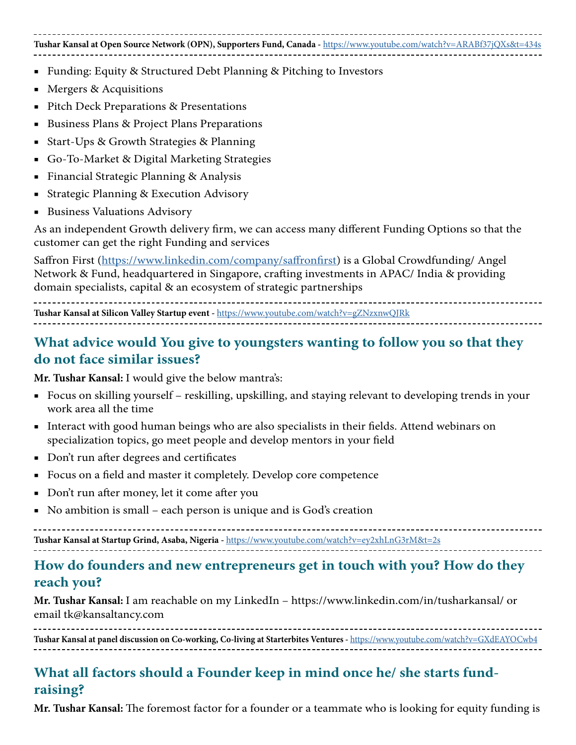---

**Tushar Kansal at Open Source Network (OPN), Supporters Fund, Canada** - https://www.youtube.com/watch?v=ARABf37jQXs&t=434s

---

- Funding: Equity & Structured Debt Planning & Pitching to Investors
- Mergers & Acquisitions
- Pitch Deck Preparations & Presentations
- Business Plans & Project Plans Preparations
- Start-Ups & Growth Strategies & Planning
- Go-To-Market & Digital Marketing Strategies
- Financial Strategic Planning & Analysis
- Strategic Planning & Execution Advisory
- Business Valuations Advisory

As an independent Growth delivery firm, we can access many different Funding Options so that the customer can get the right Funding and services

Saffron First (https://www.linkedin.com/company/saffronfirst) is a Global Crowdfunding/ Angel Network & Fund, headquartered in Singapore, crafting investments in APAC/ India & providing domain specialists, capital & an ecosystem of strategic partnerships

---

**Tushar Kansal at Silicon Valley Startup event** - https://www.youtube.com/watch?v=gZNzxnwQJRk

---

## What advice would You give to youngsters wanting to follow you so that they do not face similar issues?

**Mr. Tushar Kansal:** I would give the below mantra's:

- Focus on skilling yourself – reskilling, upskilling, and staying relevant to developing trends in your work area all the time
- Interact with good human beings who are also specialists in their fields. Attend webinars on specialization topics, go meet people and develop mentors in your field
- Don't run after degrees and certificates
- Focus on a field and master it completely. Develop core competence
- Don't run after money, let it come after you
- No ambition is small – each person is unique and is God's creation

---

**Tushar Kansal at Startup Grind, Asaba, Nigeria** - https://www.youtube.com/watch?v=ey2xhLnG3rM&t=2s

---

## How do founders and new entrepreneurs get in touch with you? How do they reach you?

**Mr. Tushar Kansal:** I am reachable on my LinkedIn – https://www.linkedin.com/in/tusharkansal/ or email tk@kansaltancy.com

---

**Tushar Kansal at panel discussion on Co-working, Co-living at Starterbites Ventures** - https://www.youtube.com/watch?v=GXdEAYOCwb4

---

## What all factors should a Founder keep in mind once he/ she starts fund-raising?

**Mr. Tushar Kansal:** The foremost factor for a founder or a teammate who is looking for equity funding is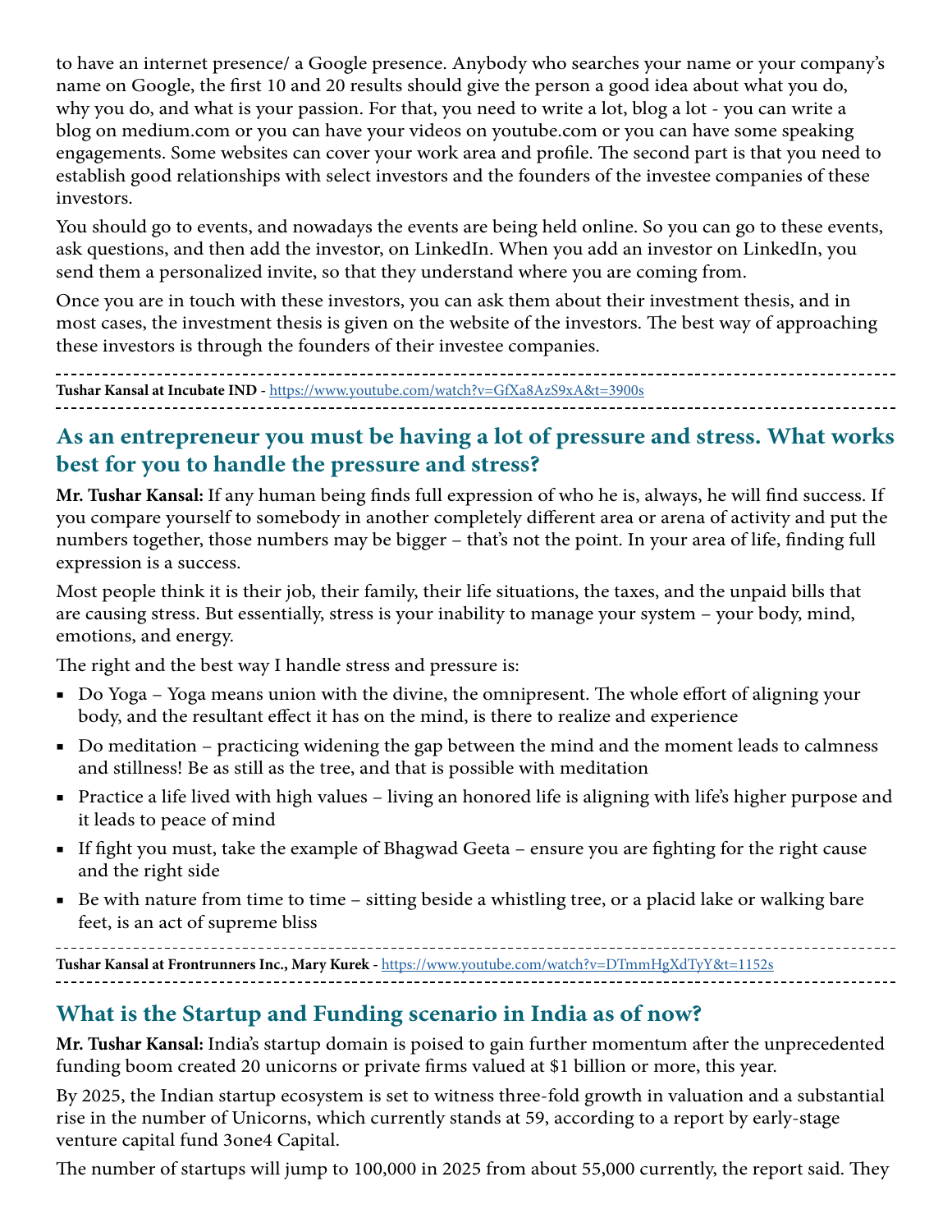to have an internet presence/ a Google presence. Anybody who searches your name or your company's name on Google, the first 10 and 20 results should give the person a good idea about what you do, why you do, and what is your passion. For that, you need to write a lot, blog a lot - you can write a blog on medium.com or you can have your videos on youtube.com or you can have some speaking engagements. Some websites can cover your work area and profile. The second part is that you need to establish good relationships with select investors and the founders of the investee companies of these investors.

You should go to events, and nowadays the events are being held online. So you can go to these events, ask questions, and then add the investor, on LinkedIn. When you add an investor on LinkedIn, you send them a personalized invite, so that they understand where you are coming from.

Once you are in touch with these investors, you can ask them about their investment thesis, and in most cases, the investment thesis is given on the website of the investors. The best way of approaching these investors is through the founders of their investee companies.

---

**Tushar Kansal at Incubate IND** - https://www.youtube.com/watch?v=GfXa8AzS9xA&t=3900s

---

## As an entrepreneur you must be having a lot of pressure and stress. What works best for you to handle the pressure and stress?

**Mr. Tushar Kansal:** If any human being finds full expression of who he is, always, he will find success. If you compare yourself to somebody in another completely different area or arena of activity and put the numbers together, those numbers may be bigger – that's not the point. In your area of life, finding full expression is a success.

Most people think it is their job, their family, their life situations, the taxes, and the unpaid bills that are causing stress. But essentially, stress is your inability to manage your system – your body, mind, emotions, and energy.

The right and the best way I handle stress and pressure is:

- Do Yoga – Yoga means union with the divine, the omnipresent. The whole effort of aligning your body, and the resultant effect it has on the mind, is there to realize and experience
- Do meditation – practicing widening the gap between the mind and the moment leads to calmness and stillness! Be as still as the tree, and that is possible with meditation
- Practice a life lived with high values – living an honored life is aligning with life's higher purpose and it leads to peace of mind
- If fight you must, take the example of Bhagwad Geeta – ensure you are fighting for the right cause and the right side
- Be with nature from time to time – sitting beside a whistling tree, or a placid lake or walking bare feet, is an act of supreme bliss

---

**Tushar Kansal at Frontrunners Inc., Mary Kurek** - https://www.youtube.com/watch?v=DTmmHgXdTyY&t=1152s

---

## What is the Startup and Funding scenario in India as of now?

**Mr. Tushar Kansal:** India's startup domain is poised to gain further momentum after the unprecedented funding boom created 20 unicorns or private firms valued at $1 billion or more, this year.

By 2025, the Indian startup ecosystem is set to witness three-fold growth in valuation and a substantial rise in the number of Unicorns, which currently stands at 59, according to a report by early-stage venture capital fund 3one4 Capital.

The number of startups will jump to 100,000 in 2025 from about 55,000 currently, the report said. They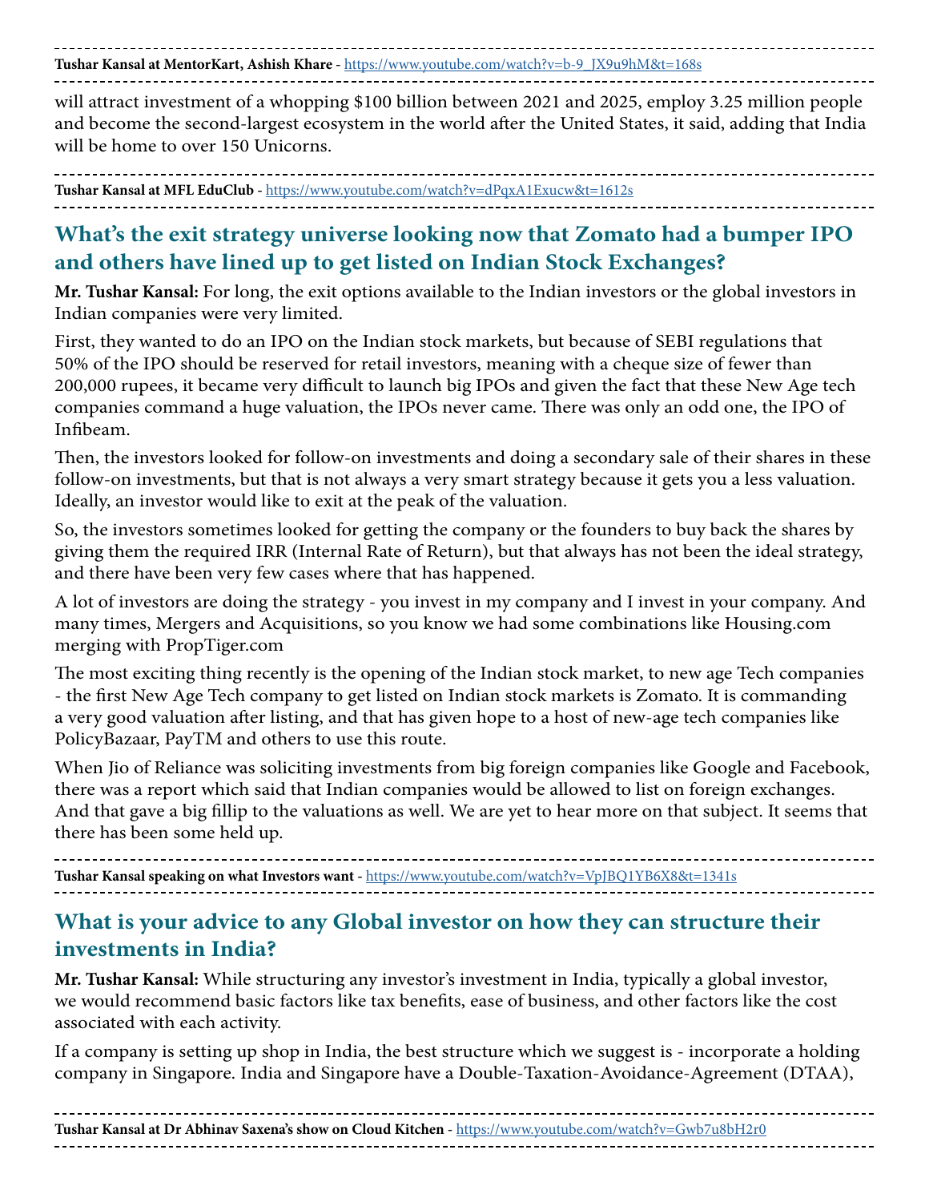**Tushar Kansal at MentorKart, Ashish Khare** - https://www.youtube.com/watch?v=b-9_JX9u9hM&t=168s

will attract investment of a whopping $100 billion between 2021 and 2025, employ 3.25 million people and become the second-largest ecosystem in the world after the United States, it said, adding that India will be home to over 150 Unicorns.

**Tushar Kansal at MFL EduClub** - https://www.youtube.com/watch?v=dPqxA1Exucw&t=1612s

## What's the exit strategy universe looking now that Zomato had a bumper IPO and others have lined up to get listed on Indian Stock Exchanges?

**Mr. Tushar Kansal:** For long, the exit options available to the Indian investors or the global investors in Indian companies were very limited.

First, they wanted to do an IPO on the Indian stock markets, but because of SEBI regulations that 50% of the IPO should be reserved for retail investors, meaning with a cheque size of fewer than 200,000 rupees, it became very difficult to launch big IPOs and given the fact that these New Age tech companies command a huge valuation, the IPOs never came. There was only an odd one, the IPO of Infibeam.

Then, the investors looked for follow-on investments and doing a secondary sale of their shares in these follow-on investments, but that is not always a very smart strategy because it gets you a less valuation. Ideally, an investor would like to exit at the peak of the valuation.

So, the investors sometimes looked for getting the company or the founders to buy back the shares by giving them the required IRR (Internal Rate of Return), but that always has not been the ideal strategy, and there have been very few cases where that has happened.

A lot of investors are doing the strategy - you invest in my company and I invest in your company. And many times, Mergers and Acquisitions, so you know we had some combinations like Housing.com merging with PropTiger.com

The most exciting thing recently is the opening of the Indian stock market, to new age Tech companies - the first New Age Tech company to get listed on Indian stock markets is Zomato. It is commanding a very good valuation after listing, and that has given hope to a host of new-age tech companies like PolicyBazaar, PayTM and others to use this route.

When Jio of Reliance was soliciting investments from big foreign companies like Google and Facebook, there was a report which said that Indian companies would be allowed to list on foreign exchanges. And that gave a big fillip to the valuations as well. We are yet to hear more on that subject. It seems that there has been some held up.

**Tushar Kansal speaking on what Investors want** - https://www.youtube.com/watch?v=VpJBQ1YB6X8&t=1341s

## What is your advice to any Global investor on how they can structure their investments in India?

**Mr. Tushar Kansal:** While structuring any investor's investment in India, typically a global investor, we would recommend basic factors like tax benefits, ease of business, and other factors like the cost associated with each activity.

If a company is setting up shop in India, the best structure which we suggest is - incorporate a holding company in Singapore. India and Singapore have a Double-Taxation-Avoidance-Agreement (DTAA),

**Tushar Kansal at Dr Abhinav Saxena's show on Cloud Kitchen** - https://www.youtube.com/watch?v=Gwb7u8bH2r0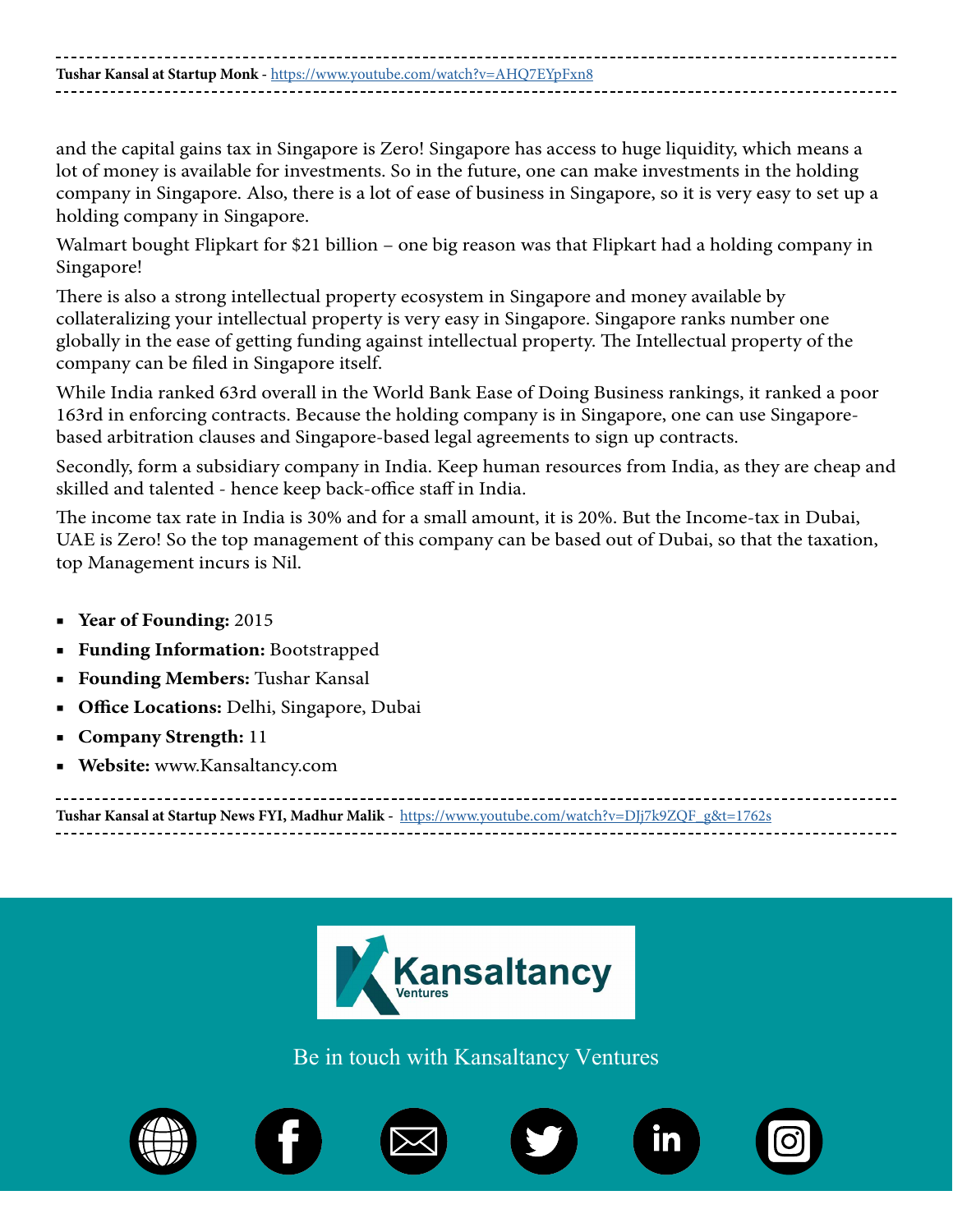**Tushar Kansal at Startup Monk** - https://www.youtube.com/watch?v=AHQ7EYpFxn8

and the capital gains tax in Singapore is Zero! Singapore has access to huge liquidity, which means a lot of money is available for investments. So in the future, one can make investments in the holding company in Singapore. Also, there is a lot of ease of business in Singapore, so it is very easy to set up a holding company in Singapore.

Walmart bought Flipkart for $21 billion – one big reason was that Flipkart had a holding company in Singapore!

There is also a strong intellectual property ecosystem in Singapore and money available by collateralizing your intellectual property is very easy in Singapore. Singapore ranks number one globally in the ease of getting funding against intellectual property. The Intellectual property of the company can be filed in Singapore itself.

While India ranked 63rd overall in the World Bank Ease of Doing Business rankings, it ranked a poor 163rd in enforcing contracts. Because the holding company is in Singapore, one can use Singapore-based arbitration clauses and Singapore-based legal agreements to sign up contracts.

Secondly, form a subsidiary company in India. Keep human resources from India, as they are cheap and skilled and talented - hence keep back-office staff in India.

The income tax rate in India is 30% and for a small amount, it is 20%. But the Income-tax in Dubai, UAE is Zero! So the top management of this company can be based out of Dubai, so that the taxation, top Management incurs is Nil.

- **Year of Founding:** 2015
- **Funding Information:** Bootstrapped
- **Founding Members:** Tushar Kansal
- **Office Locations:** Delhi, Singapore, Dubai
- **Company Strength:** 11
- **Website:** www.Kansaltancy.com

**Tushar Kansal at Startup News FYI, Madhur Malik** - https://www.youtube.com/watch?v=DJj7k9ZQF_g&t=1762s

Kansaltancy Ventures

Be in touch with Kansaltancy Ventures